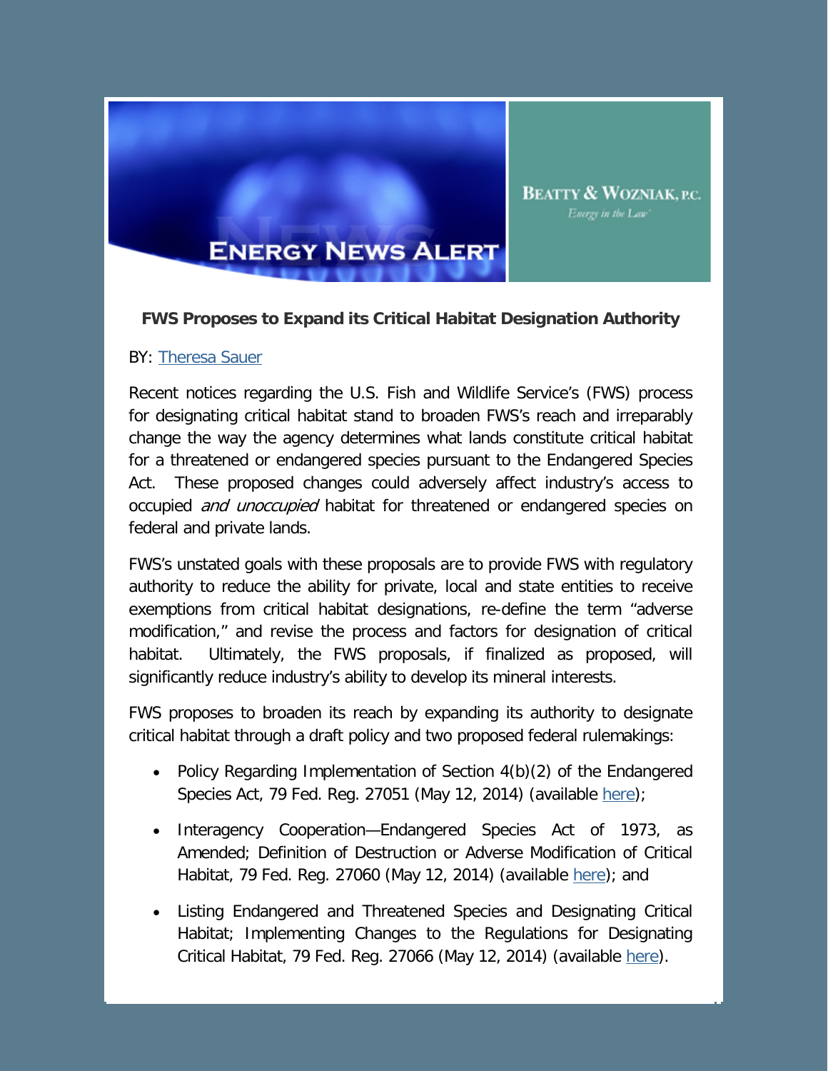ENERGY NEWS ALERT

BEATTY & WOZNIAK, P.C.
*Energy in the Law*

**FWS Proposes to Expand its Critical Habitat Designation Authority**

BY: Theresa Sauer

Recent notices regarding the U.S. Fish and Wildlife Service's (FWS) process for designating critical habitat stand to broaden FWS's reach and irreparably change the way the agency determines what lands constitute critical habitat for a threatened or endangered species pursuant to the Endangered Species Act. These proposed changes could adversely affect industry's access to occupied *and unoccupied* habitat for threatened or endangered species on federal and private lands.

FWS's unstated goals with these proposals are to provide FWS with regulatory authority to reduce the ability for private, local and state entities to receive exemptions from critical habitat designations, re-define the term "adverse modification," and revise the process and factors for designation of critical habitat. Ultimately, the FWS proposals, if finalized as proposed, will significantly reduce industry's ability to develop its mineral interests.

FWS proposes to broaden its reach by expanding its authority to designate critical habitat through a draft policy and two proposed federal rulemakings:

- Policy Regarding Implementation of Section 4(b)(2) of the Endangered Species Act, 79 Fed. Reg. 27051 (May 12, 2014) (available here);
- Interagency Cooperation—Endangered Species Act of 1973, as Amended; Definition of Destruction or Adverse Modification of Critical Habitat, 79 Fed. Reg. 27060 (May 12, 2014) (available here); and
- Listing Endangered and Threatened Species and Designating Critical Habitat; Implementing Changes to the Regulations for Designating Critical Habitat, 79 Fed. Reg. 27066 (May 12, 2014) (available here).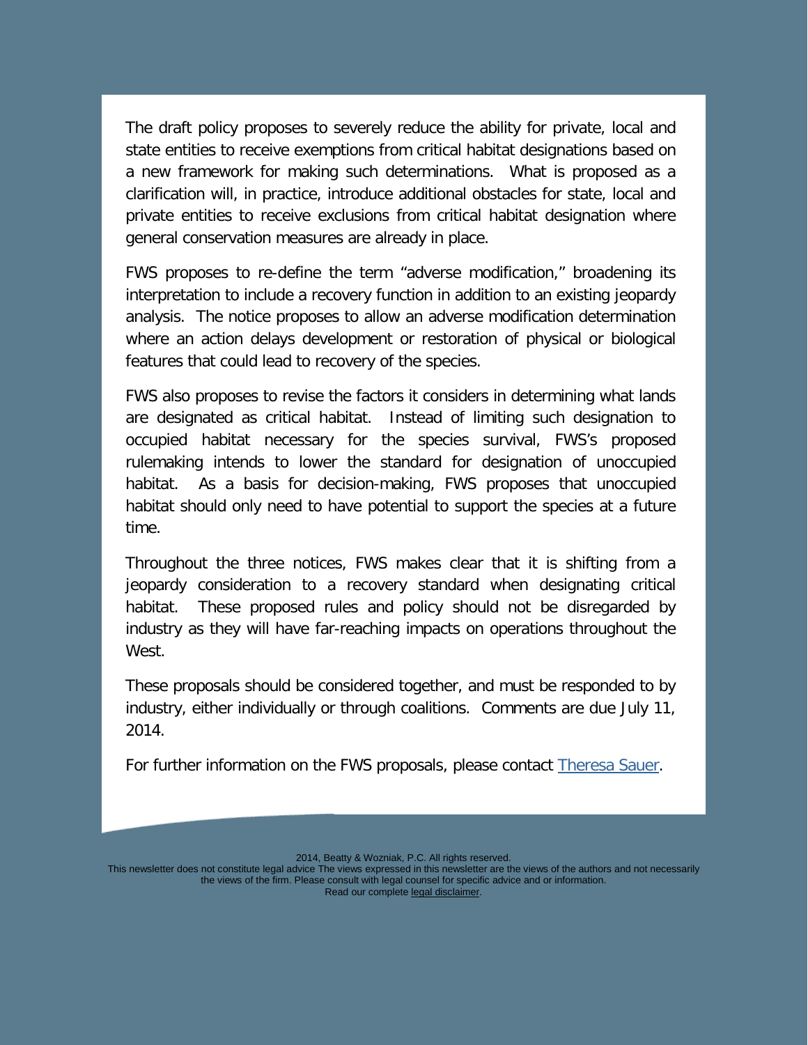The draft policy proposes to severely reduce the ability for private, local and state entities to receive exemptions from critical habitat designations based on a new framework for making such determinations. What is proposed as a clarification will, in practice, introduce additional obstacles for state, local and private entities to receive exclusions from critical habitat designation where general conservation measures are already in place.

FWS proposes to re-define the term "adverse modification," broadening its interpretation to include a recovery function in addition to an existing jeopardy analysis. The notice proposes to allow an adverse modification determination where an action delays development or restoration of physical or biological features that could lead to recovery of the species.

FWS also proposes to revise the factors it considers in determining what lands are designated as critical habitat. Instead of limiting such designation to occupied habitat necessary for the species survival, FWS's proposed rulemaking intends to lower the standard for designation of unoccupied habitat. As a basis for decision-making, FWS proposes that unoccupied habitat should only need to have potential to support the species at a future time.

Throughout the three notices, FWS makes clear that it is shifting from a jeopardy consideration to a recovery standard when designating critical habitat. These proposed rules and policy should not be disregarded by industry as they will have far-reaching impacts on operations throughout the West.

These proposals should be considered together, and must be responded to by industry, either individually or through coalitions. Comments are due July 11, 2014.

For further information on the FWS proposals, please contact [Theresa Sauer](#).

2014, Beatty & Wozniak, P.C. All rights reserved.
This newsletter does not constitute legal advice The views expressed in this newsletter are the views of the authors and not necessarily the views of the firm. Please consult with legal counsel for specific advice and or information.
Read our complete [legal disclaimer](#).